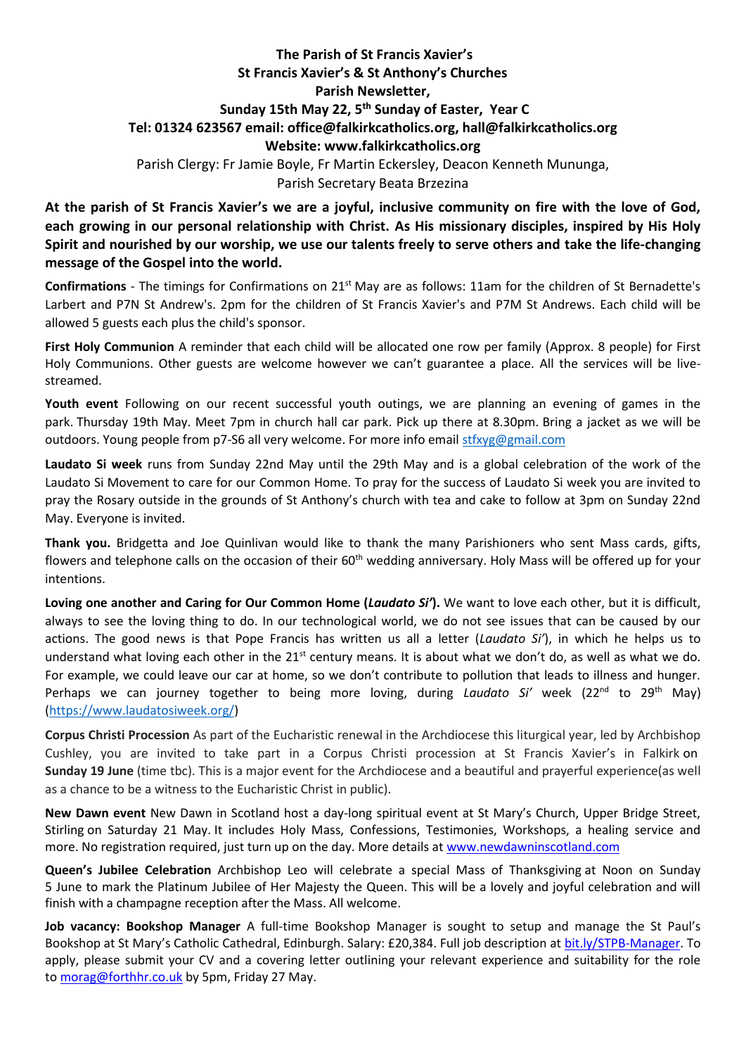**The Parish of St Francis Xavier's**
**St Francis Xavier's & St Anthony's Churches**
**Parish Newsletter,**
**Sunday 15th May 22, 5th Sunday of Easter, Year C**
**Tel: 01324 623567 email: office@falkirkcatholics.org, hall@falkirkcatholics.org**
**Website: www.falkirkcatholics.org**

Parish Clergy: Fr Jamie Boyle, Fr Martin Eckersley, Deacon Kenneth Mununga,
Parish Secretary Beata Brzezina

**At the parish of St Francis Xavier's we are a joyful, inclusive community on fire with the love of God, each growing in our personal relationship with Christ. As His missionary disciples, inspired by His Holy Spirit and nourished by our worship, we use our talents freely to serve others and take the life-changing message of the Gospel into the world.**

**Confirmations** - The timings for Confirmations on 21st May are as follows: 11am for the children of St Bernadette's Larbert and P7N St Andrew's. 2pm for the children of St Francis Xavier's and P7M St Andrews. Each child will be allowed 5 guests each plus the child's sponsor.

**First Holy Communion** A reminder that each child will be allocated one row per family (Approx. 8 people) for First Holy Communions. Other guests are welcome however we can't guarantee a place. All the services will be live-streamed.

**Youth event** Following on our recent successful youth outings, we are planning an evening of games in the park. Thursday 19th May. Meet 7pm in church hall car park. Pick up there at 8.30pm. Bring a jacket as we will be outdoors. Young people from p7-S6 all very welcome. For more info email stfxyg@gmail.com

**Laudato Si week** runs from Sunday 22nd May until the 29th May and is a global celebration of the work of the Laudato Si Movement to care for our Common Home. To pray for the success of Laudato Si week you are invited to pray the Rosary outside in the grounds of St Anthony's church with tea and cake to follow at 3pm on Sunday 22nd May. Everyone is invited.

**Thank you.** Bridgetta and Joe Quinlivan would like to thank the many Parishioners who sent Mass cards, gifts, flowers and telephone calls on the occasion of their 60th wedding anniversary. Holy Mass will be offered up for your intentions.

**Loving one another and Caring for Our Common Home (*Laudato Si'*).** We want to love each other, but it is difficult, always to see the loving thing to do. In our technological world, we do not see issues that can be caused by our actions. The good news is that Pope Francis has written us all a letter (*Laudato Si'*), in which he helps us to understand what loving each other in the 21st century means. It is about what we don't do, as well as what we do. For example, we could leave our car at home, so we don't contribute to pollution that leads to illness and hunger. Perhaps we can journey together to being more loving, during *Laudato Si'* week (22nd to 29th May) (https://www.laudatosiweek.org/)

**Corpus Christi Procession** As part of the Eucharistic renewal in the Archdiocese this liturgical year, led by Archbishop Cushley, you are invited to take part in a Corpus Christi procession at St Francis Xavier's in Falkirk on **Sunday 19 June** (time tbc). This is a major event for the Archdiocese and a beautiful and prayerful experience(as well as a chance to be a witness to the Eucharistic Christ in public).

**New Dawn event** New Dawn in Scotland host a day-long spiritual event at St Mary's Church, Upper Bridge Street, Stirling on Saturday 21 May. It includes Holy Mass, Confessions, Testimonies, Workshops, a healing service and more. No registration required, just turn up on the day. More details at www.newdawninscotland.com

**Queen's Jubilee Celebration** Archbishop Leo will celebrate a special Mass of Thanksgiving at Noon on Sunday 5 June to mark the Platinum Jubilee of Her Majesty the Queen. This will be a lovely and joyful celebration and will finish with a champagne reception after the Mass. All welcome.

**Job vacancy: Bookshop Manager** A full-time Bookshop Manager is sought to setup and manage the St Paul's Bookshop at St Mary's Catholic Cathedral, Edinburgh. Salary: £20,384. Full job description at bit.ly/STPB-Manager. To apply, please submit your CV and a covering letter outlining your relevant experience and suitability for the role to morag@forthhr.co.uk by 5pm, Friday 27 May.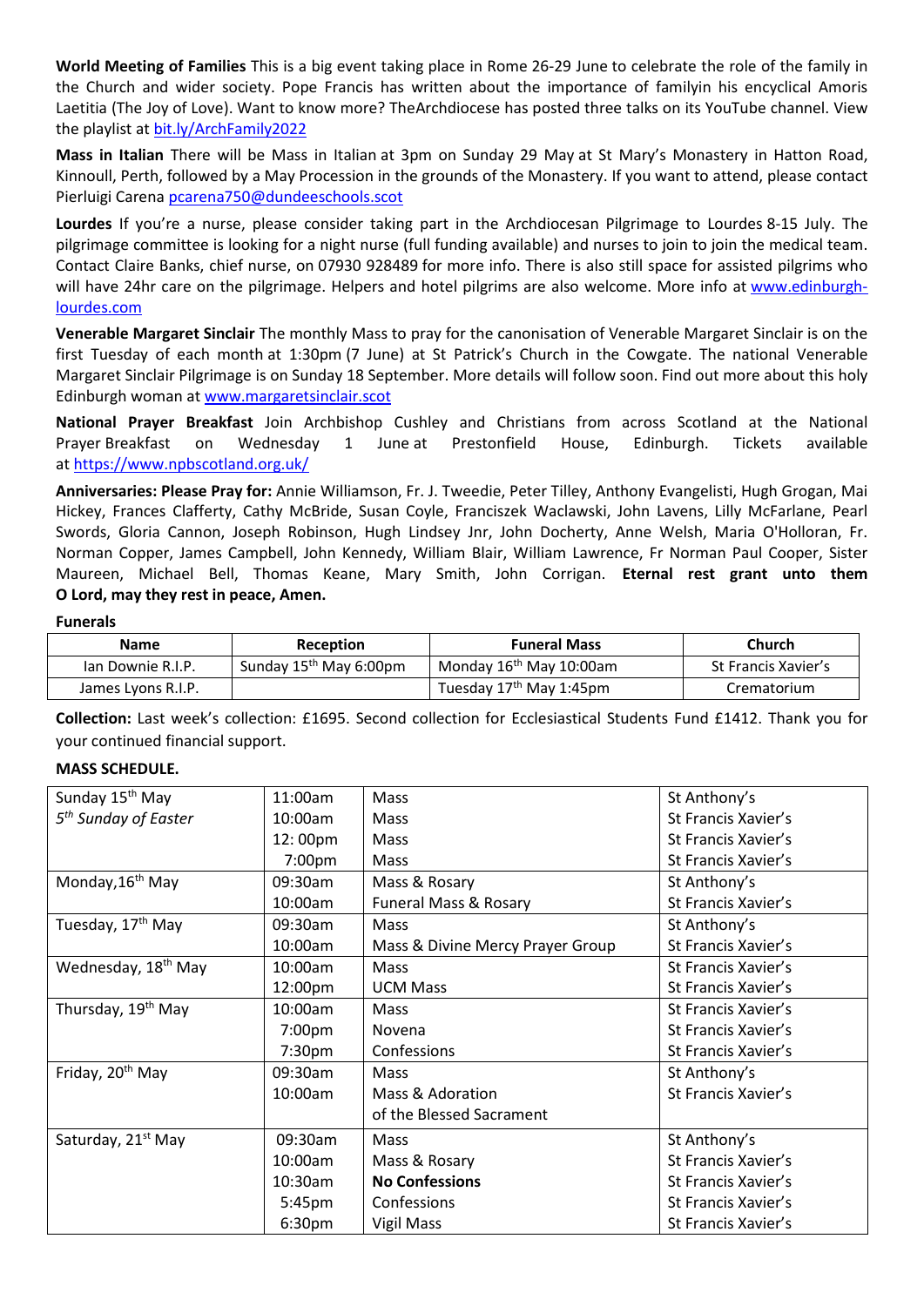**World Meeting of Families** This is a big event taking place in Rome 26-29 June to celebrate the role of the family in the Church and wider society. Pope Francis has written about the importance of familyin his encyclical Amoris Laetitia (The Joy of Love). Want to know more? TheArchdiocese has posted three talks on its YouTube channel. View the playlist at bit.ly/ArchFamily2022

**Mass in Italian** There will be Mass in Italian at 3pm on Sunday 29 May at St Mary's Monastery in Hatton Road, Kinnoull, Perth, followed by a May Procession in the grounds of the Monastery. If you want to attend, please contact Pierluigi Carena pcarena750@dundeeschools.scot

**Lourdes** If you're a nurse, please consider taking part in the Archdiocesan Pilgrimage to Lourdes 8-15 July. The pilgrimage committee is looking for a night nurse (full funding available) and nurses to join to join the medical team. Contact Claire Banks, chief nurse, on 07930 928489 for more info. There is also still space for assisted pilgrims who will have 24hr care on the pilgrimage. Helpers and hotel pilgrims are also welcome. More info at www.edinburgh-lourdes.com

**Venerable Margaret Sinclair** The monthly Mass to pray for the canonisation of Venerable Margaret Sinclair is on the first Tuesday of each month at 1:30pm (7 June) at St Patrick's Church in the Cowgate. The national Venerable Margaret Sinclair Pilgrimage is on Sunday 18 September. More details will follow soon. Find out more about this holy Edinburgh woman at www.margaretsinclair.scot

**National Prayer Breakfast** Join Archbishop Cushley and Christians from across Scotland at the National Prayer Breakfast on Wednesday 1 June at Prestonfield House, Edinburgh. Tickets available at https://www.npbscotland.org.uk/

**Anniversaries: Please Pray for:** Annie Williamson, Fr. J. Tweedie, Peter Tilley, Anthony Evangelisti, Hugh Grogan, Mai Hickey, Frances Clafferty, Cathy McBride, Susan Coyle, Franciszek Waclawski, John Lavens, Lilly McFarlane, Pearl Swords, Gloria Cannon, Joseph Robinson, Hugh Lindsey Jnr, John Docherty, Anne Welsh, Maria O'Holloran, Fr. Norman Copper, James Campbell, John Kennedy, William Blair, William Lawrence, Fr Norman Paul Cooper, Sister Maureen, Michael Bell, Thomas Keane, Mary Smith, John Corrigan. **Eternal rest grant unto them O Lord, may they rest in peace, Amen.**

**Funerals**

| Name | Reception | Funeral Mass | Church |
|---|---|---|---|
| Ian Downie R.I.P. | Sunday 15th May 6:00pm | Monday 16th May 10:00am | St Francis Xavier's |
| James Lyons R.I.P. | | Tuesday 17th May 1:45pm | Crematorium |

**Collection:** Last week's collection: £1695. Second collection for Ecclesiastical Students Fund £1412. Thank you for your continued financial support.

**MASS SCHEDULE.**

| | | | |
|---|---|---|---|
| Sunday 15th May | 11:00am | Mass | St Anthony's |
| *5th Sunday of Easter* | 10:00am | Mass | St Francis Xavier's |
| | 12: 00pm | Mass | St Francis Xavier's |
| | 7:00pm | Mass | St Francis Xavier's |
| Monday,16th May | 09:30am | Mass & Rosary | St Anthony's |
| | 10:00am | Funeral Mass & Rosary | St Francis Xavier's |
| Tuesday, 17th May | 09:30am | Mass | St Anthony's |
| | 10:00am | Mass & Divine Mercy Prayer Group | St Francis Xavier's |
| Wednesday, 18th May | 10:00am | Mass | St Francis Xavier's |
| | 12:00pm | UCM Mass | St Francis Xavier's |
| Thursday, 19th May | 10:00am | Mass | St Francis Xavier's |
| | 7:00pm | Novena | St Francis Xavier's |
| | 7:30pm | Confessions | St Francis Xavier's |
| Friday, 20th May | 09:30am | Mass | St Anthony's |
| | 10:00am | Mass & Adoration of the Blessed Sacrament | St Francis Xavier's |
| Saturday, 21st May | 09:30am | Mass | St Anthony's |
| | 10:00am | Mass & Rosary | St Francis Xavier's |
| | 10:30am | **No Confessions** | St Francis Xavier's |
| | 5:45pm | Confessions | St Francis Xavier's |
| | 6:30pm | Vigil Mass | St Francis Xavier's |